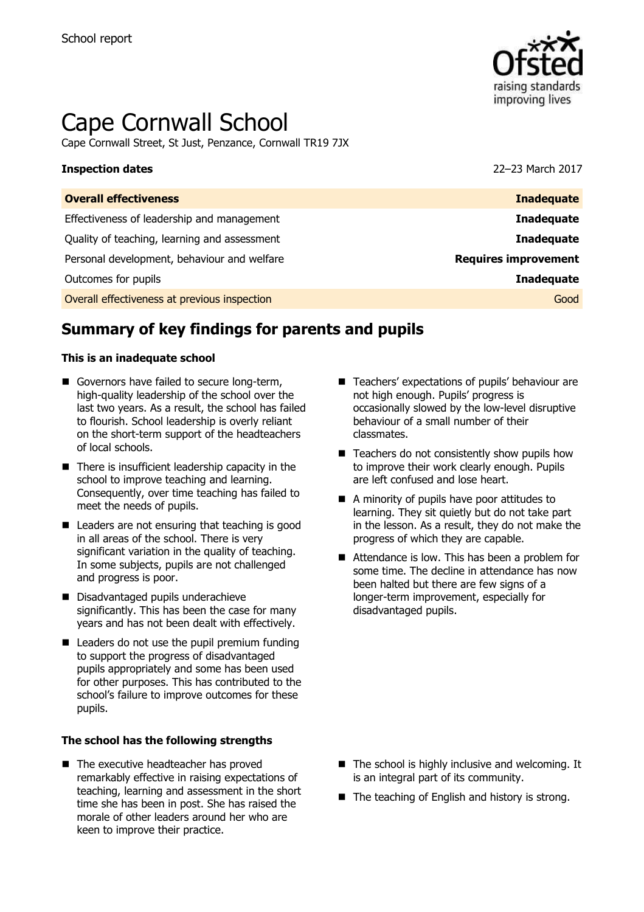School report

# Cape Cornwall School

Cape Cornwall Street, St Just, Penzance, Cornwall TR19 7JX

**Inspection dates** 22–23 March 2017

| **Overall effectiveness** | **Inadequate** |
|---|---|
| Effectiveness of leadership and management | **Inadequate** |
| Quality of teaching, learning and assessment | **Inadequate** |
| Personal development, behaviour and welfare | **Requires improvement** |
| Outcomes for pupils | **Inadequate** |
| Overall effectiveness at previous inspection | Good |

## Summary of key findings for parents and pupils

### This is an inadequate school

- Governors have failed to secure long-term, high-quality leadership of the school over the last two years. As a result, the school has failed to flourish. School leadership is overly reliant on the short-term support of the headteachers of local schools.
- There is insufficient leadership capacity in the school to improve teaching and learning. Consequently, over time teaching has failed to meet the needs of pupils.
- Leaders are not ensuring that teaching is good in all areas of the school. There is very significant variation in the quality of teaching. In some subjects, pupils are not challenged and progress is poor.
- Disadvantaged pupils underachieve significantly. This has been the case for many years and has not been dealt with effectively.
- Leaders do not use the pupil premium funding to support the progress of disadvantaged pupils appropriately and some has been used for other purposes. This has contributed to the school's failure to improve outcomes for these pupils.
- Teachers' expectations of pupils' behaviour are not high enough. Pupils' progress is occasionally slowed by the low-level disruptive behaviour of a small number of their classmates.
- Teachers do not consistently show pupils how to improve their work clearly enough. Pupils are left confused and lose heart.
- A minority of pupils have poor attitudes to learning. They sit quietly but do not take part in the lesson. As a result, they do not make the progress of which they are capable.
- Attendance is low. This has been a problem for some time. The decline in attendance has now been halted but there are few signs of a longer-term improvement, especially for disadvantaged pupils.

### The school has the following strengths

- The executive headteacher has proved remarkably effective in raising expectations of teaching, learning and assessment in the short time she has been in post. She has raised the morale of other leaders around her who are keen to improve their practice.
- The school is highly inclusive and welcoming. It is an integral part of its community.
- The teaching of English and history is strong.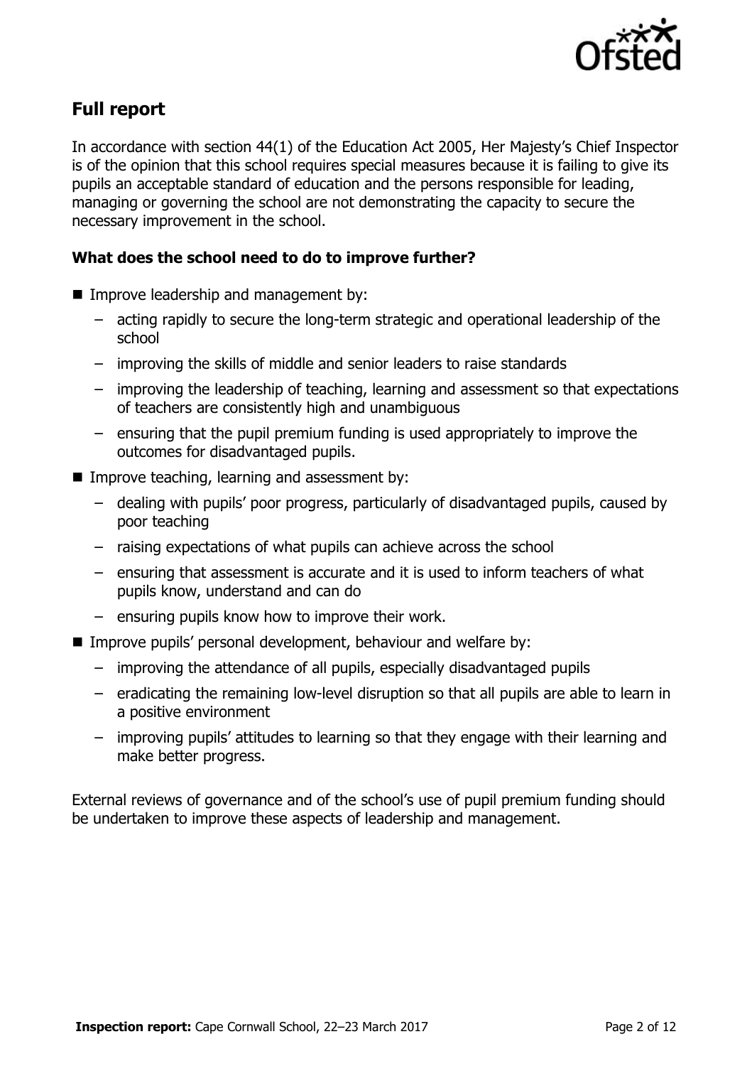## Full report

In accordance with section 44(1) of the Education Act 2005, Her Majesty's Chief Inspector is of the opinion that this school requires special measures because it is failing to give its pupils an acceptable standard of education and the persons responsible for leading, managing or governing the school are not demonstrating the capacity to secure the necessary improvement in the school.

### What does the school need to do to improve further?

- Improve leadership and management by:
  - acting rapidly to secure the long-term strategic and operational leadership of the school
  - improving the skills of middle and senior leaders to raise standards
  - improving the leadership of teaching, learning and assessment so that expectations of teachers are consistently high and unambiguous
  - ensuring that the pupil premium funding is used appropriately to improve the outcomes for disadvantaged pupils.
- Improve teaching, learning and assessment by:
  - dealing with pupils' poor progress, particularly of disadvantaged pupils, caused by poor teaching
  - raising expectations of what pupils can achieve across the school
  - ensuring that assessment is accurate and it is used to inform teachers of what pupils know, understand and can do
  - ensuring pupils know how to improve their work.
- Improve pupils' personal development, behaviour and welfare by:
  - improving the attendance of all pupils, especially disadvantaged pupils
  - eradicating the remaining low-level disruption so that all pupils are able to learn in a positive environment
  - improving pupils' attitudes to learning so that they engage with their learning and make better progress.

External reviews of governance and of the school's use of pupil premium funding should be undertaken to improve these aspects of leadership and management.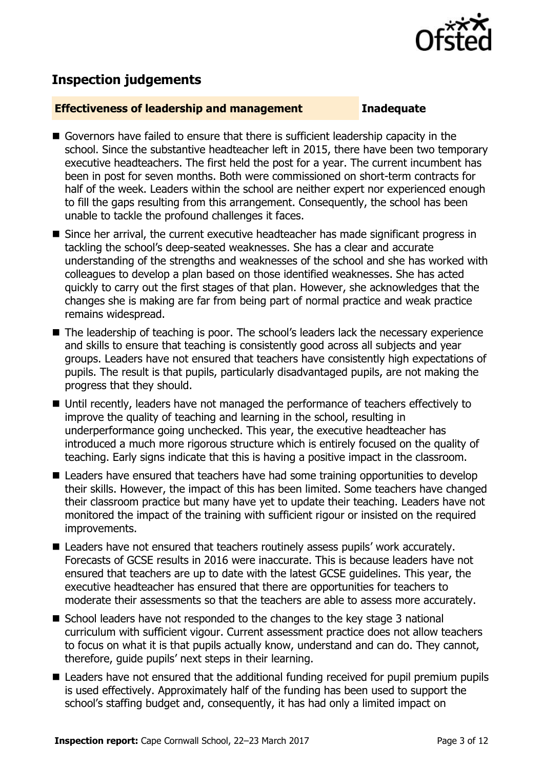## Inspection judgements

### Effectiveness of leadership and management — Inadequate

- Governors have failed to ensure that there is sufficient leadership capacity in the school. Since the substantive headteacher left in 2015, there have been two temporary executive headteachers. The first held the post for a year. The current incumbent has been in post for seven months. Both were commissioned on short-term contracts for half of the week. Leaders within the school are neither expert nor experienced enough to fill the gaps resulting from this arrangement. Consequently, the school has been unable to tackle the profound challenges it faces.
- Since her arrival, the current executive headteacher has made significant progress in tackling the school's deep-seated weaknesses. She has a clear and accurate understanding of the strengths and weaknesses of the school and she has worked with colleagues to develop a plan based on those identified weaknesses. She has acted quickly to carry out the first stages of that plan. However, she acknowledges that the changes she is making are far from being part of normal practice and weak practice remains widespread.
- The leadership of teaching is poor. The school's leaders lack the necessary experience and skills to ensure that teaching is consistently good across all subjects and year groups. Leaders have not ensured that teachers have consistently high expectations of pupils. The result is that pupils, particularly disadvantaged pupils, are not making the progress that they should.
- Until recently, leaders have not managed the performance of teachers effectively to improve the quality of teaching and learning in the school, resulting in underperformance going unchecked. This year, the executive headteacher has introduced a much more rigorous structure which is entirely focused on the quality of teaching. Early signs indicate that this is having a positive impact in the classroom.
- Leaders have ensured that teachers have had some training opportunities to develop their skills. However, the impact of this has been limited. Some teachers have changed their classroom practice but many have yet to update their teaching. Leaders have not monitored the impact of the training with sufficient rigour or insisted on the required improvements.
- Leaders have not ensured that teachers routinely assess pupils' work accurately. Forecasts of GCSE results in 2016 were inaccurate. This is because leaders have not ensured that teachers are up to date with the latest GCSE guidelines. This year, the executive headteacher has ensured that there are opportunities for teachers to moderate their assessments so that the teachers are able to assess more accurately.
- School leaders have not responded to the changes to the key stage 3 national curriculum with sufficient vigour. Current assessment practice does not allow teachers to focus on what it is that pupils actually know, understand and can do. They cannot, therefore, guide pupils' next steps in their learning.
- Leaders have not ensured that the additional funding received for pupil premium pupils is used effectively. Approximately half of the funding has been used to support the school's staffing budget and, consequently, it has had only a limited impact on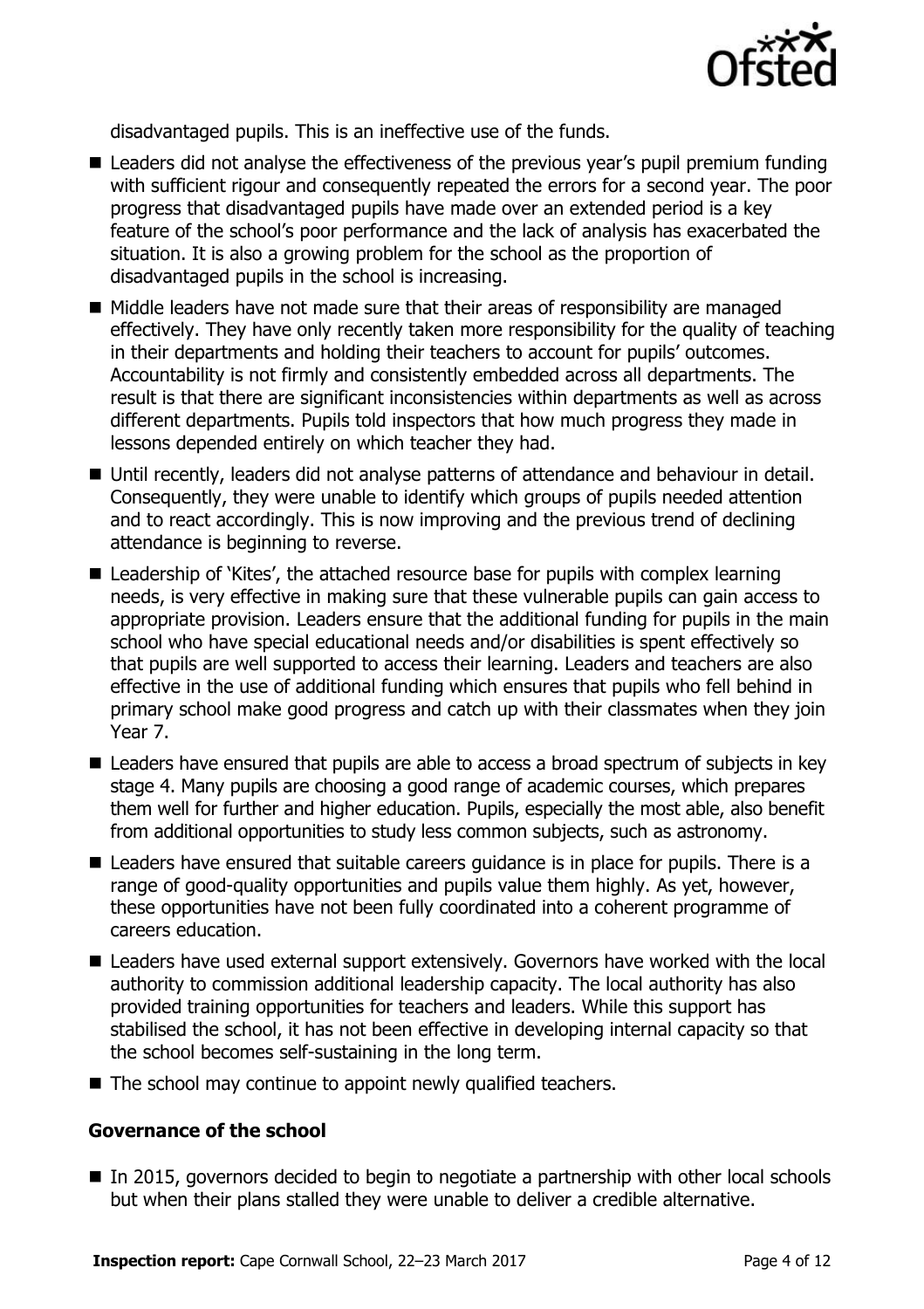disadvantaged pupils. This is an ineffective use of the funds.

- Leaders did not analyse the effectiveness of the previous year's pupil premium funding with sufficient rigour and consequently repeated the errors for a second year. The poor progress that disadvantaged pupils have made over an extended period is a key feature of the school's poor performance and the lack of analysis has exacerbated the situation. It is also a growing problem for the school as the proportion of disadvantaged pupils in the school is increasing.
- Middle leaders have not made sure that their areas of responsibility are managed effectively. They have only recently taken more responsibility for the quality of teaching in their departments and holding their teachers to account for pupils' outcomes. Accountability is not firmly and consistently embedded across all departments. The result is that there are significant inconsistencies within departments as well as across different departments. Pupils told inspectors that how much progress they made in lessons depended entirely on which teacher they had.
- Until recently, leaders did not analyse patterns of attendance and behaviour in detail. Consequently, they were unable to identify which groups of pupils needed attention and to react accordingly. This is now improving and the previous trend of declining attendance is beginning to reverse.
- Leadership of 'Kites', the attached resource base for pupils with complex learning needs, is very effective in making sure that these vulnerable pupils can gain access to appropriate provision. Leaders ensure that the additional funding for pupils in the main school who have special educational needs and/or disabilities is spent effectively so that pupils are well supported to access their learning. Leaders and teachers are also effective in the use of additional funding which ensures that pupils who fell behind in primary school make good progress and catch up with their classmates when they join Year 7.
- Leaders have ensured that pupils are able to access a broad spectrum of subjects in key stage 4. Many pupils are choosing a good range of academic courses, which prepares them well for further and higher education. Pupils, especially the most able, also benefit from additional opportunities to study less common subjects, such as astronomy.
- Leaders have ensured that suitable careers guidance is in place for pupils. There is a range of good-quality opportunities and pupils value them highly. As yet, however, these opportunities have not been fully coordinated into a coherent programme of careers education.
- Leaders have used external support extensively. Governors have worked with the local authority to commission additional leadership capacity. The local authority has also provided training opportunities for teachers and leaders. While this support has stabilised the school, it has not been effective in developing internal capacity so that the school becomes self-sustaining in the long term.
- The school may continue to appoint newly qualified teachers.

### Governance of the school

- In 2015, governors decided to begin to negotiate a partnership with other local schools but when their plans stalled they were unable to deliver a credible alternative.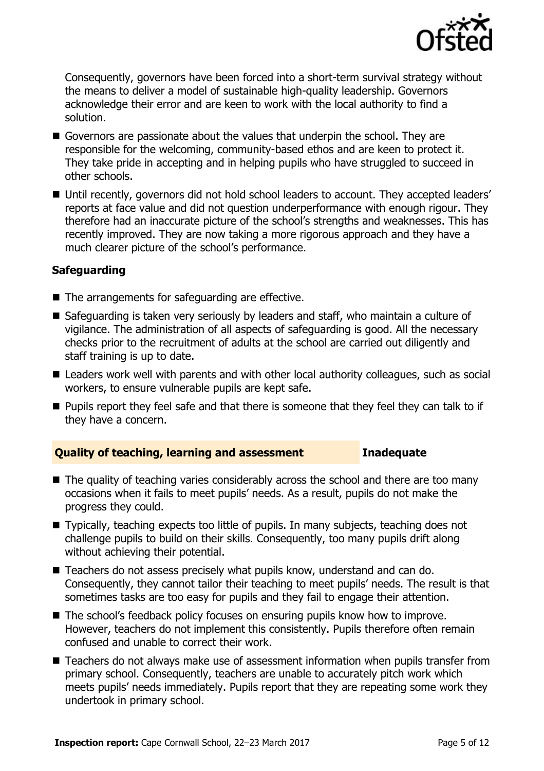Consequently, governors have been forced into a short-term survival strategy without the means to deliver a model of sustainable high-quality leadership. Governors acknowledge their error and are keen to work with the local authority to find a solution.

- Governors are passionate about the values that underpin the school. They are responsible for the welcoming, community-based ethos and are keen to protect it. They take pride in accepting and in helping pupils who have struggled to succeed in other schools.
- Until recently, governors did not hold school leaders to account. They accepted leaders' reports at face value and did not question underperformance with enough rigour. They therefore had an inaccurate picture of the school's strengths and weaknesses. This has recently improved. They are now taking a more rigorous approach and they have a much clearer picture of the school's performance.

**Safeguarding**

- The arrangements for safeguarding are effective.
- Safeguarding is taken very seriously by leaders and staff, who maintain a culture of vigilance. The administration of all aspects of safeguarding is good. All the necessary checks prior to the recruitment of adults at the school are carried out diligently and staff training is up to date.
- Leaders work well with parents and with other local authority colleagues, such as social workers, to ensure vulnerable pupils are kept safe.
- Pupils report they feel safe and that there is someone that they feel they can talk to if they have a concern.

## Quality of teaching, learning and assessment — Inadequate

- The quality of teaching varies considerably across the school and there are too many occasions when it fails to meet pupils' needs. As a result, pupils do not make the progress they could.
- Typically, teaching expects too little of pupils. In many subjects, teaching does not challenge pupils to build on their skills. Consequently, too many pupils drift along without achieving their potential.
- Teachers do not assess precisely what pupils know, understand and can do. Consequently, they cannot tailor their teaching to meet pupils' needs. The result is that sometimes tasks are too easy for pupils and they fail to engage their attention.
- The school's feedback policy focuses on ensuring pupils know how to improve. However, teachers do not implement this consistently. Pupils therefore often remain confused and unable to correct their work.
- Teachers do not always make use of assessment information when pupils transfer from primary school. Consequently, teachers are unable to accurately pitch work which meets pupils' needs immediately. Pupils report that they are repeating some work they undertook in primary school.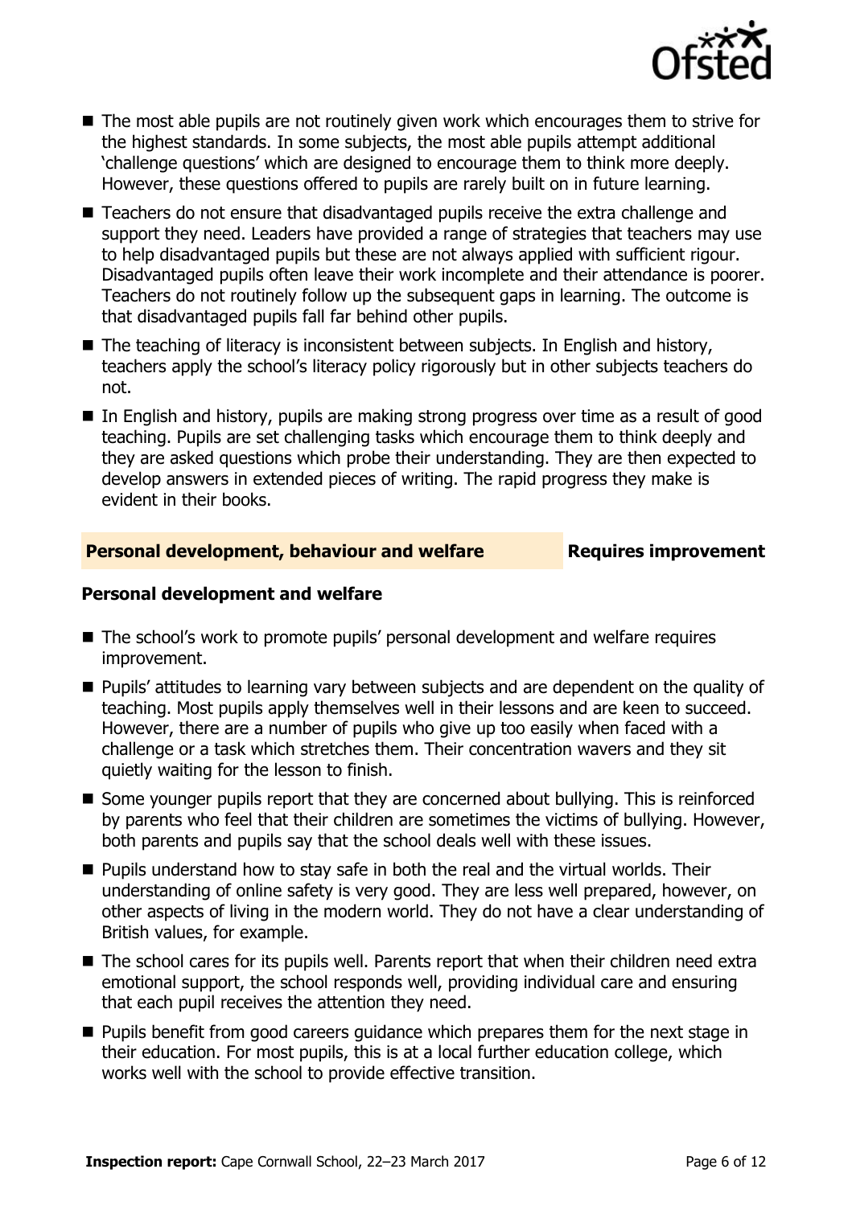- The most able pupils are not routinely given work which encourages them to strive for the highest standards. In some subjects, the most able pupils attempt additional 'challenge questions' which are designed to encourage them to think more deeply. However, these questions offered to pupils are rarely built on in future learning.
- Teachers do not ensure that disadvantaged pupils receive the extra challenge and support they need. Leaders have provided a range of strategies that teachers may use to help disadvantaged pupils but these are not always applied with sufficient rigour. Disadvantaged pupils often leave their work incomplete and their attendance is poorer. Teachers do not routinely follow up the subsequent gaps in learning. The outcome is that disadvantaged pupils fall far behind other pupils.
- The teaching of literacy is inconsistent between subjects. In English and history, teachers apply the school's literacy policy rigorously but in other subjects teachers do not.
- In English and history, pupils are making strong progress over time as a result of good teaching. Pupils are set challenging tasks which encourage them to think deeply and they are asked questions which probe their understanding. They are then expected to develop answers in extended pieces of writing. The rapid progress they make is evident in their books.

## Personal development, behaviour and welfare — Requires improvement

### Personal development and welfare

- The school's work to promote pupils' personal development and welfare requires improvement.
- Pupils' attitudes to learning vary between subjects and are dependent on the quality of teaching. Most pupils apply themselves well in their lessons and are keen to succeed. However, there are a number of pupils who give up too easily when faced with a challenge or a task which stretches them. Their concentration wavers and they sit quietly waiting for the lesson to finish.
- Some younger pupils report that they are concerned about bullying. This is reinforced by parents who feel that their children are sometimes the victims of bullying. However, both parents and pupils say that the school deals well with these issues.
- Pupils understand how to stay safe in both the real and the virtual worlds. Their understanding of online safety is very good. They are less well prepared, however, on other aspects of living in the modern world. They do not have a clear understanding of British values, for example.
- The school cares for its pupils well. Parents report that when their children need extra emotional support, the school responds well, providing individual care and ensuring that each pupil receives the attention they need.
- Pupils benefit from good careers guidance which prepares them for the next stage in their education. For most pupils, this is at a local further education college, which works well with the school to provide effective transition.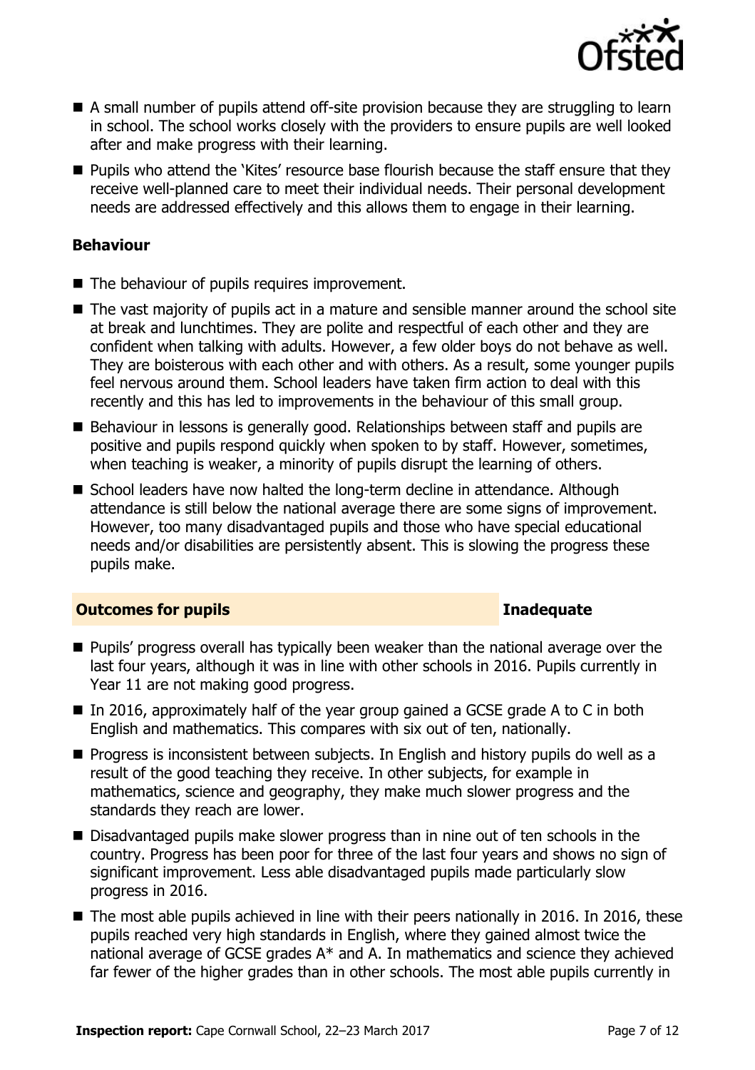- A small number of pupils attend off-site provision because they are struggling to learn in school. The school works closely with the providers to ensure pupils are well looked after and make progress with their learning.
- Pupils who attend the 'Kites' resource base flourish because the staff ensure that they receive well-planned care to meet their individual needs. Their personal development needs are addressed effectively and this allows them to engage in their learning.

### Behaviour

- The behaviour of pupils requires improvement.
- The vast majority of pupils act in a mature and sensible manner around the school site at break and lunchtimes. They are polite and respectful of each other and they are confident when talking with adults. However, a few older boys do not behave as well. They are boisterous with each other and with others. As a result, some younger pupils feel nervous around them. School leaders have taken firm action to deal with this recently and this has led to improvements in the behaviour of this small group.
- Behaviour in lessons is generally good. Relationships between staff and pupils are positive and pupils respond quickly when spoken to by staff. However, sometimes, when teaching is weaker, a minority of pupils disrupt the learning of others.
- School leaders have now halted the long-term decline in attendance. Although attendance is still below the national average there are some signs of improvement. However, too many disadvantaged pupils and those who have special educational needs and/or disabilities are persistently absent. This is slowing the progress these pupils make.

## Outcomes for pupils — Inadequate

- Pupils' progress overall has typically been weaker than the national average over the last four years, although it was in line with other schools in 2016. Pupils currently in Year 11 are not making good progress.
- In 2016, approximately half of the year group gained a GCSE grade A to C in both English and mathematics. This compares with six out of ten, nationally.
- Progress is inconsistent between subjects. In English and history pupils do well as a result of the good teaching they receive. In other subjects, for example in mathematics, science and geography, they make much slower progress and the standards they reach are lower.
- Disadvantaged pupils make slower progress than in nine out of ten schools in the country. Progress has been poor for three of the last four years and shows no sign of significant improvement. Less able disadvantaged pupils made particularly slow progress in 2016.
- The most able pupils achieved in line with their peers nationally in 2016. In 2016, these pupils reached very high standards in English, where they gained almost twice the national average of GCSE grades A* and A. In mathematics and science they achieved far fewer of the higher grades than in other schools. The most able pupils currently in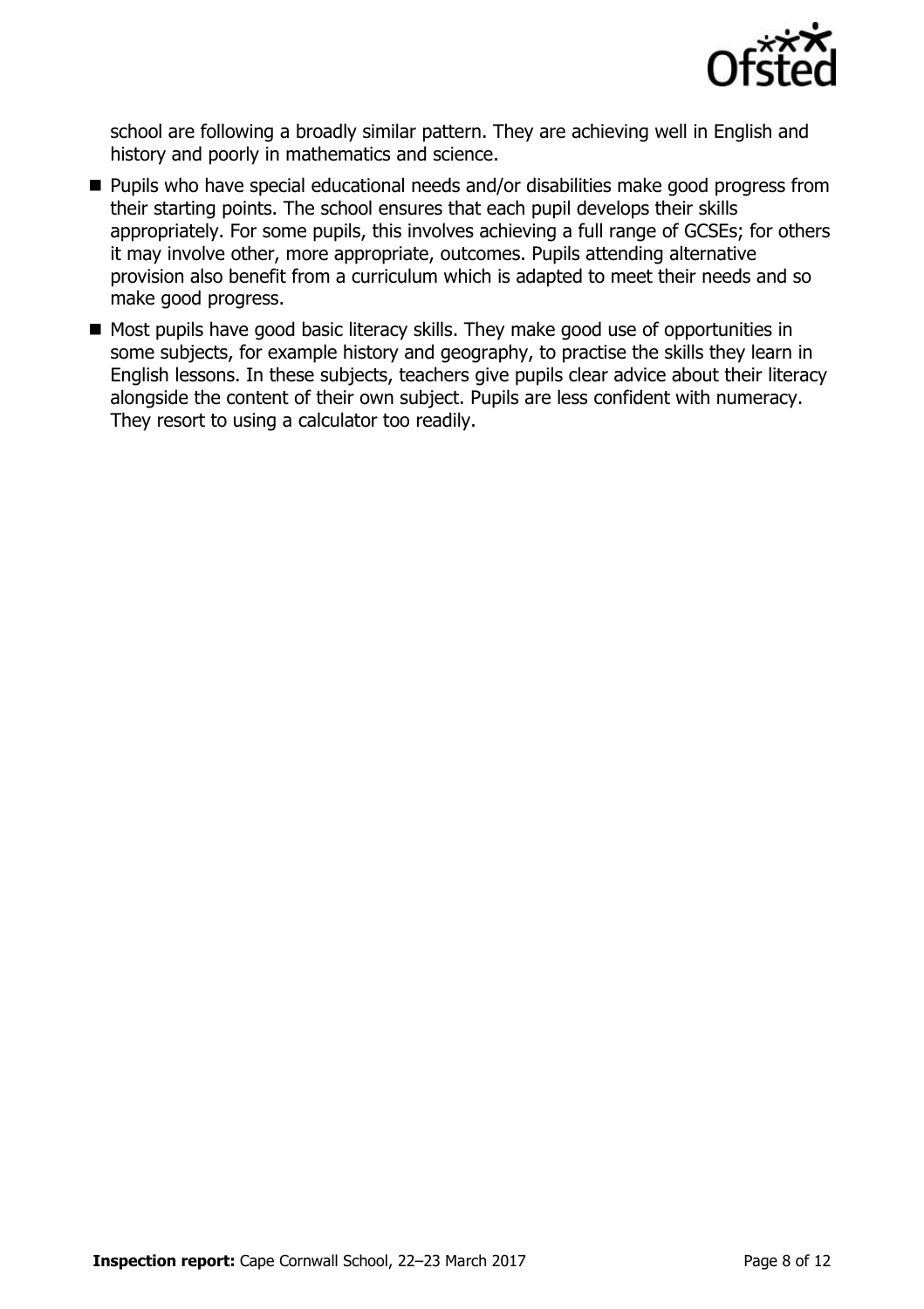school are following a broadly similar pattern. They are achieving well in English and history and poorly in mathematics and science.

- Pupils who have special educational needs and/or disabilities make good progress from their starting points. The school ensures that each pupil develops their skills appropriately. For some pupils, this involves achieving a full range of GCSEs; for others it may involve other, more appropriate, outcomes. Pupils attending alternative provision also benefit from a curriculum which is adapted to meet their needs and so make good progress.
- Most pupils have good basic literacy skills. They make good use of opportunities in some subjects, for example history and geography, to practise the skills they learn in English lessons. In these subjects, teachers give pupils clear advice about their literacy alongside the content of their own subject. Pupils are less confident with numeracy. They resort to using a calculator too readily.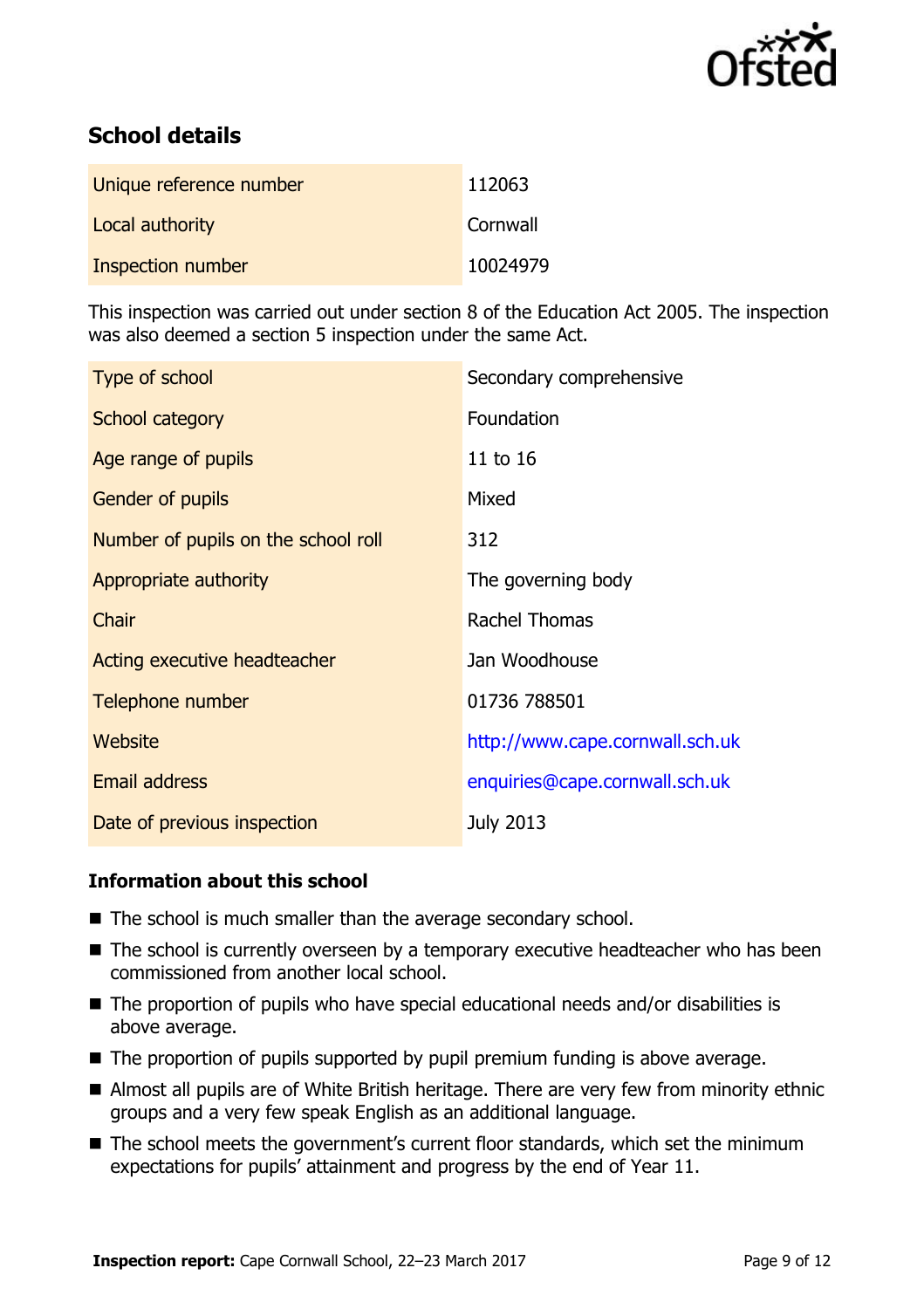## School details

| | |
|---|---|
| Unique reference number | 112063 |
| Local authority | Cornwall |
| Inspection number | 10024979 |

This inspection was carried out under section 8 of the Education Act 2005. The inspection was also deemed a section 5 inspection under the same Act.

| | |
|---|---|
| Type of school | Secondary comprehensive |
| School category | Foundation |
| Age range of pupils | 11 to 16 |
| Gender of pupils | Mixed |
| Number of pupils on the school roll | 312 |
| Appropriate authority | The governing body |
| Chair | Rachel Thomas |
| Acting executive headteacher | Jan Woodhouse |
| Telephone number | 01736 788501 |
| Website | http://www.cape.cornwall.sch.uk |
| Email address | enquiries@cape.cornwall.sch.uk |
| Date of previous inspection | July 2013 |

### Information about this school

- The school is much smaller than the average secondary school.
- The school is currently overseen by a temporary executive headteacher who has been commissioned from another local school.
- The proportion of pupils who have special educational needs and/or disabilities is above average.
- The proportion of pupils supported by pupil premium funding is above average.
- Almost all pupils are of White British heritage. There are very few from minority ethnic groups and a very few speak English as an additional language.
- The school meets the government's current floor standards, which set the minimum expectations for pupils' attainment and progress by the end of Year 11.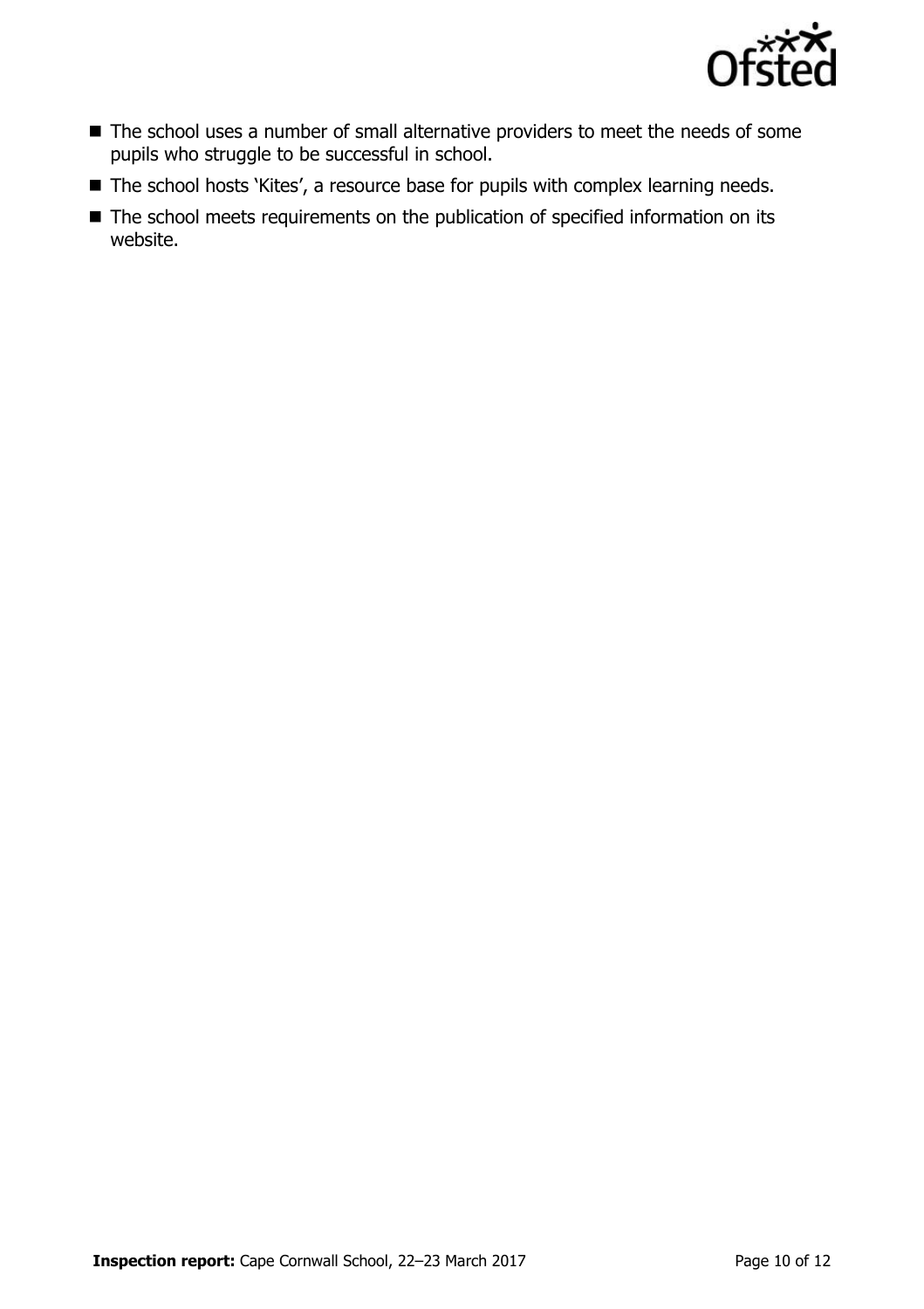- The school uses a number of small alternative providers to meet the needs of some pupils who struggle to be successful in school.
- The school hosts 'Kites', a resource base for pupils with complex learning needs.
- The school meets requirements on the publication of specified information on its website.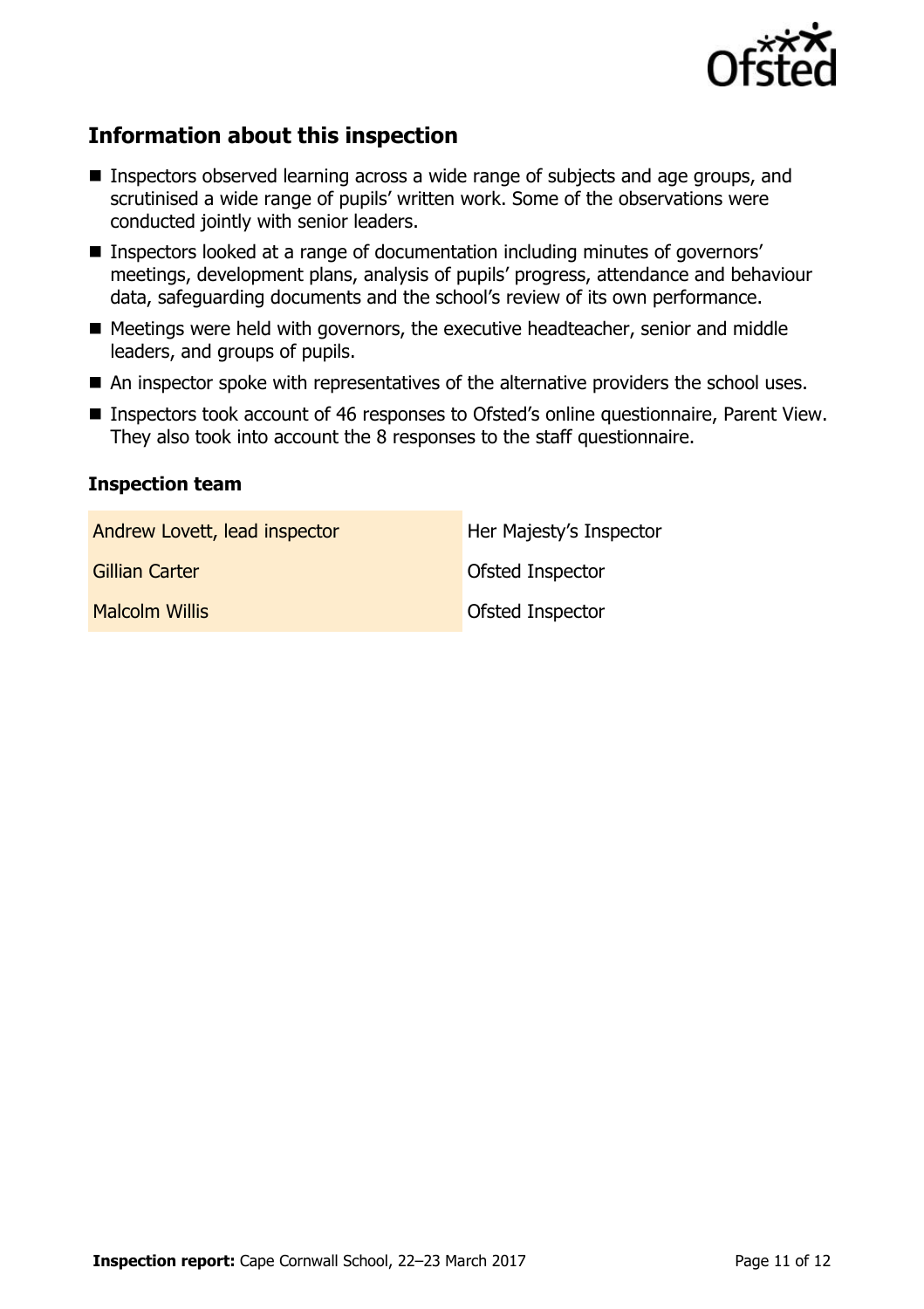## Information about this inspection

- Inspectors observed learning across a wide range of subjects and age groups, and scrutinised a wide range of pupils' written work. Some of the observations were conducted jointly with senior leaders.
- Inspectors looked at a range of documentation including minutes of governors' meetings, development plans, analysis of pupils' progress, attendance and behaviour data, safeguarding documents and the school's review of its own performance.
- Meetings were held with governors, the executive headteacher, senior and middle leaders, and groups of pupils.
- An inspector spoke with representatives of the alternative providers the school uses.
- Inspectors took account of 46 responses to Ofsted's online questionnaire, Parent View. They also took into account the 8 responses to the staff questionnaire.

### Inspection team

| | |
|---|---|
| Andrew Lovett, lead inspector | Her Majesty's Inspector |
| Gillian Carter | Ofsted Inspector |
| Malcolm Willis | Ofsted Inspector |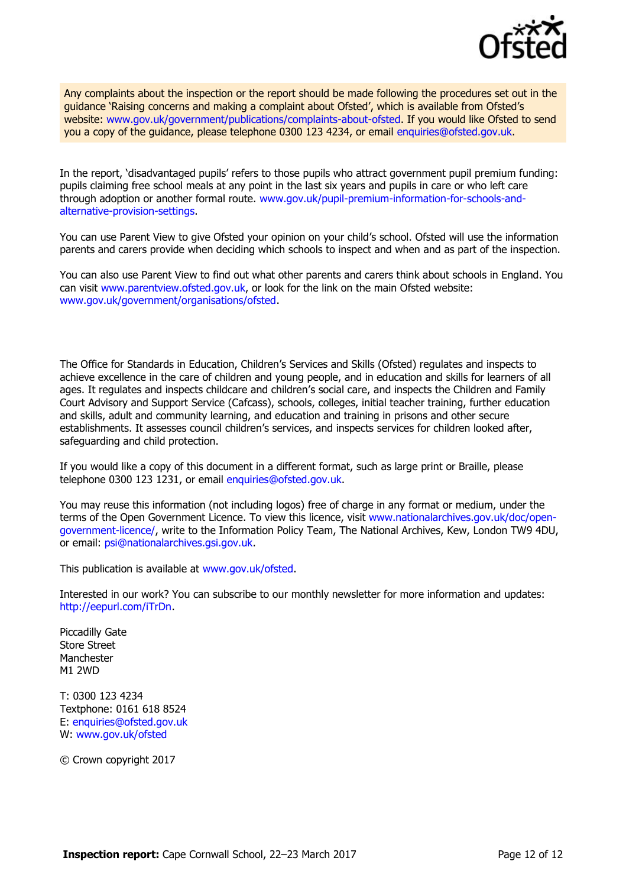Any complaints about the inspection or the report should be made following the procedures set out in the guidance 'Raising concerns and making a complaint about Ofsted', which is available from Ofsted's website: www.gov.uk/government/publications/complaints-about-ofsted. If you would like Ofsted to send you a copy of the guidance, please telephone 0300 123 4234, or email enquiries@ofsted.gov.uk.

In the report, 'disadvantaged pupils' refers to those pupils who attract government pupil premium funding: pupils claiming free school meals at any point in the last six years and pupils in care or who left care through adoption or another formal route. www.gov.uk/pupil-premium-information-for-schools-and-alternative-provision-settings.

You can use Parent View to give Ofsted your opinion on your child's school. Ofsted will use the information parents and carers provide when deciding which schools to inspect and when and as part of the inspection.

You can also use Parent View to find out what other parents and carers think about schools in England. You can visit www.parentview.ofsted.gov.uk, or look for the link on the main Ofsted website: www.gov.uk/government/organisations/ofsted.

The Office for Standards in Education, Children's Services and Skills (Ofsted) regulates and inspects to achieve excellence in the care of children and young people, and in education and skills for learners of all ages. It regulates and inspects childcare and children's social care, and inspects the Children and Family Court Advisory and Support Service (Cafcass), schools, colleges, initial teacher training, further education and skills, adult and community learning, and education and training in prisons and other secure establishments. It assesses council children's services, and inspects services for children looked after, safeguarding and child protection.

If you would like a copy of this document in a different format, such as large print or Braille, please telephone 0300 123 1231, or email enquiries@ofsted.gov.uk.

You may reuse this information (not including logos) free of charge in any format or medium, under the terms of the Open Government Licence. To view this licence, visit www.nationalarchives.gov.uk/doc/open-government-licence/, write to the Information Policy Team, The National Archives, Kew, London TW9 4DU, or email: psi@nationalarchives.gsi.gov.uk.

This publication is available at www.gov.uk/ofsted.

Interested in our work? You can subscribe to our monthly newsletter for more information and updates: http://eepurl.com/iTrDn.

Piccadilly Gate  
Store Street  
Manchester  
M1 2WD

T: 0300 123 4234  
Textphone: 0161 618 8524  
E: enquiries@ofsted.gov.uk  
W: www.gov.uk/ofsted

© Crown copyright 2017